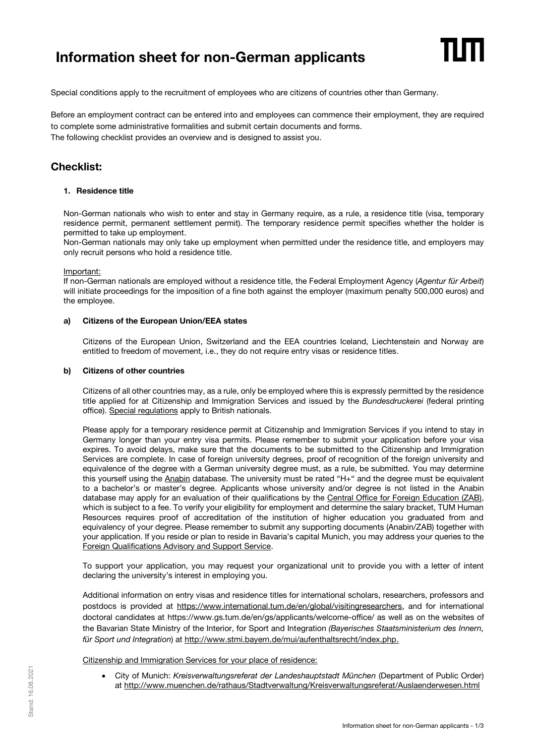# Information sheet for non-German applicants

Special conditions apply to the recruitment of employees who are citizens of countries other than Germany.

Before an employment contract can be entered into and employees can commence their employment, they are required to complete some administrative formalities and submit certain documents and forms.
The following checklist provides an overview and is designed to assist you.

## Checklist:

### 1. Residence title

Non-German nationals who wish to enter and stay in Germany require, as a rule, a residence title (visa, temporary residence permit, permanent settlement permit). The temporary residence permit specifies whether the holder is permitted to take up employment.
Non-German nationals may only take up employment when permitted under the residence title, and employers may only recruit persons who hold a residence title.

Important:
If non-German nationals are employed without a residence title, the Federal Employment Agency (*Agentur für Arbeit*) will initiate proceedings for the imposition of a fine both against the employer (maximum penalty 500,000 euros) and the employee.

#### a) Citizens of the European Union/EEA states

Citizens of the European Union, Switzerland and the EEA countries Iceland, Liechtenstein and Norway are entitled to freedom of movement, i.e., they do not require entry visas or residence titles.

#### b) Citizens of other countries

Citizens of all other countries may, as a rule, only be employed where this is expressly permitted by the residence title applied for at Citizenship and Immigration Services and issued by the *Bundesdruckerei* (federal printing office). Special regulations apply to British nationals.

Please apply for a temporary residence permit at Citizenship and Immigration Services if you intend to stay in Germany longer than your entry visa permits. Please remember to submit your application before your visa expires. To avoid delays, make sure that the documents to be submitted to the Citizenship and Immigration Services are complete. In case of foreign university degrees, proof of recognition of the foreign university and equivalence of the degree with a German university degree must, as a rule, be submitted. You may determine this yourself using the Anabin database. The university must be rated "H+" and the degree must be equivalent to a bachelor's or master's degree. Applicants whose university and/or degree is not listed in the Anabin database may apply for an evaluation of their qualifications by the Central Office for Foreign Education (ZAB), which is subject to a fee. To verify your eligibility for employment and determine the salary bracket, TUM Human Resources requires proof of accreditation of the institution of higher education you graduated from and equivalency of your degree. Please remember to submit any supporting documents (Anabin/ZAB) together with your application. If you reside or plan to reside in Bavaria's capital Munich, you may address your queries to the Foreign Qualifications Advisory and Support Service.

To support your application, you may request your organizational unit to provide you with a letter of intent declaring the university's interest in employing you.

Additional information on entry visas and residence titles for international scholars, researchers, professors and postdocs is provided at https://www.international.tum.de/en/global/visitingresearchers, and for international doctoral candidates at https://www.gs.tum.de/en/gs/applicants/welcome-office/ as well as on the websites of the Bavarian State Ministry of the Interior, for Sport and Integration *(Bayerisches Staatsministerium des Innern, für Sport und Integration*) at http://www.stmi.bayern.de/mui/aufenthaltsrecht/index.php.

Citizenship and Immigration Services for your place of residence:

- City of Munich: *Kreisverwaltungsreferat der Landeshauptstadt München* (Department of Public Order) at http://www.muenchen.de/rathaus/Stadtverwaltung/Kreisverwaltungsreferat/Auslaenderwesen.html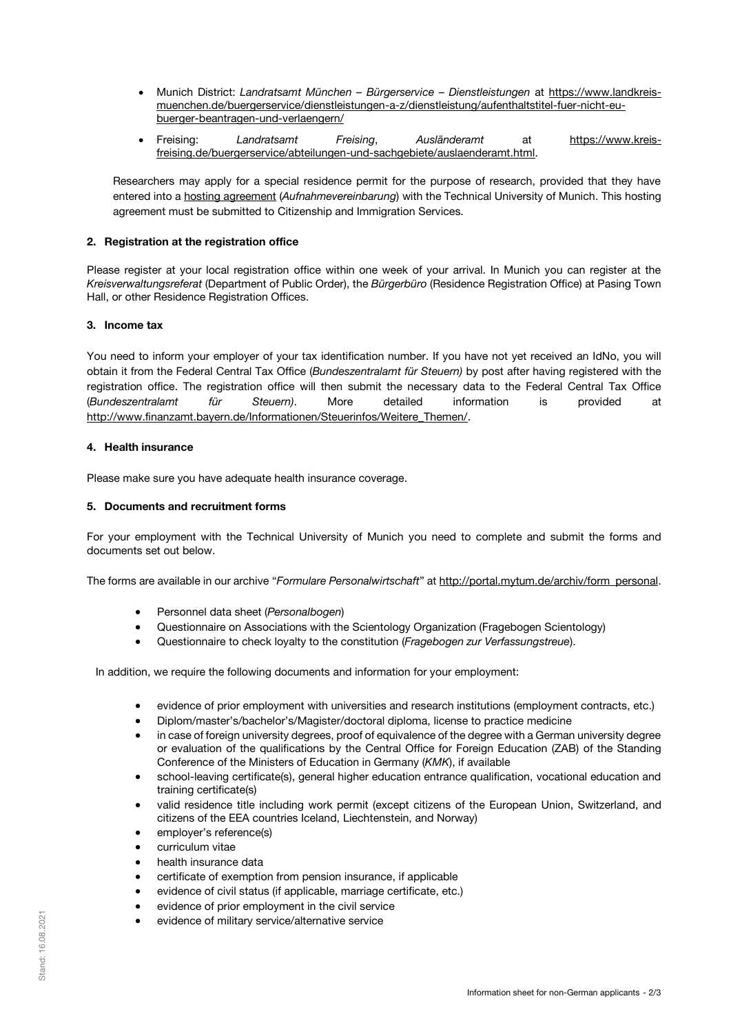- Munich District: *Landratsamt München – Bürgerservice – Dienstleistungen* at https://www.landkreis-muenchen.de/buergerservice/dienstleistungen-a-z/dienstleistung/aufenthaltstitel-fuer-nicht-eu-buerger-beantragen-und-verlaengern/
- Freising: *Landratsamt Freising*, *Ausländeramt* at https://www.kreis-freising.de/buergerservice/abteilungen-und-sachgebiete/auslaenderamt.html.

Researchers may apply for a special residence permit for the purpose of research, provided that they have entered into a hosting agreement (*Aufnahmevereinbarung*) with the Technical University of Munich. This hosting agreement must be submitted to Citizenship and Immigration Services.

**2. Registration at the registration office**

Please register at your local registration office within one week of your arrival. In Munich you can register at the *Kreisverwaltungsreferat* (Department of Public Order), the *Bürgerbüro* (Residence Registration Office) at Pasing Town Hall, or other Residence Registration Offices.

**3. Income tax**

You need to inform your employer of your tax identification number. If you have not yet received an IdNo, you will obtain it from the Federal Central Tax Office (*Bundeszentralamt für Steuern)* by post after having registered with the registration office. The registration office will then submit the necessary data to the Federal Central Tax Office (*Bundeszentralamt für Steuern)*. More detailed information is provided at http://www.finanzamt.bayern.de/Informationen/Steuerinfos/Weitere_Themen/.

**4. Health insurance**

Please make sure you have adequate health insurance coverage.

**5. Documents and recruitment forms**

For your employment with the Technical University of Munich you need to complete and submit the forms and documents set out below.

The forms are available in our archive "*Formulare Personalwirtschaft*" at http://portal.mytum.de/archiv/form_personal.

- Personnel data sheet (*Personalbogen*)
- Questionnaire on Associations with the Scientology Organization (Fragebogen Scientology)
- Questionnaire to check loyalty to the constitution (*Fragebogen zur Verfassungstreue*).

In addition, we require the following documents and information for your employment:

- evidence of prior employment with universities and research institutions (employment contracts, etc.)
- Diplom/master's/bachelor's/Magister/doctoral diploma, license to practice medicine
- in case of foreign university degrees, proof of equivalence of the degree with a German university degree or evaluation of the qualifications by the Central Office for Foreign Education (ZAB) of the Standing Conference of the Ministers of Education in Germany (*KMK*), if available
- school-leaving certificate(s), general higher education entrance qualification, vocational education and training certificate(s)
- valid residence title including work permit (except citizens of the European Union, Switzerland, and citizens of the EEA countries Iceland, Liechtenstein, and Norway)
- employer's reference(s)
- curriculum vitae
- health insurance data
- certificate of exemption from pension insurance, if applicable
- evidence of civil status (if applicable, marriage certificate, etc.)
- evidence of prior employment in the civil service
- evidence of military service/alternative service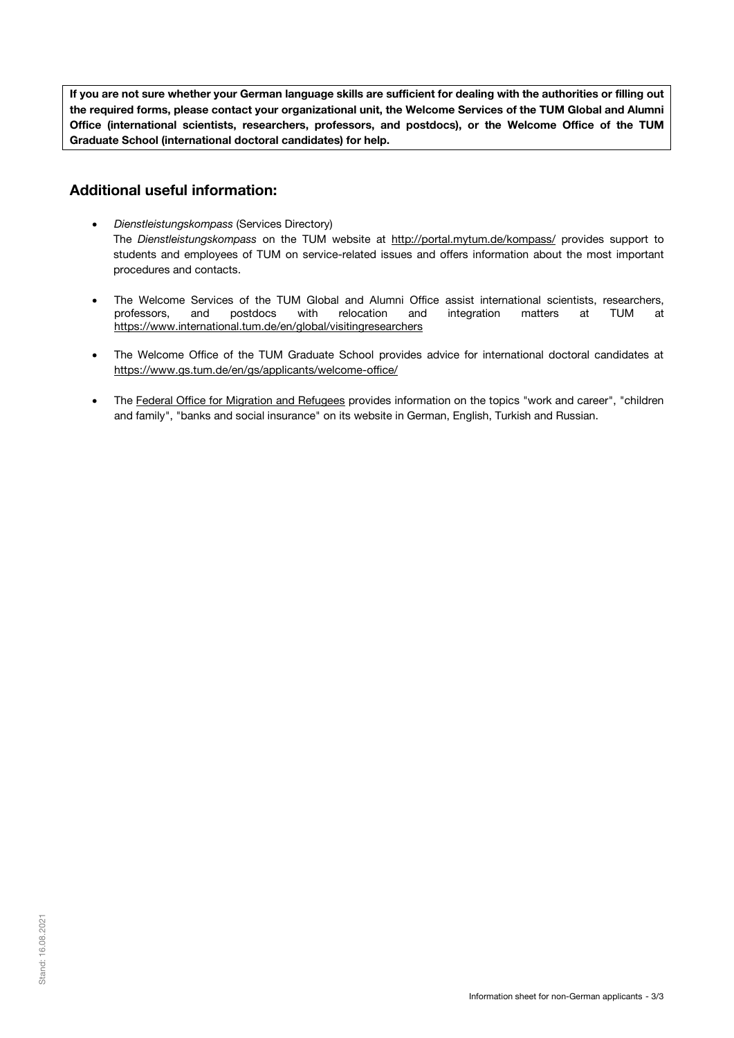**If you are not sure whether your German language skills are sufficient for dealing with the authorities or filling out the required forms, please contact your organizational unit, the Welcome Services of the TUM Global and Alumni Office (international scientists, researchers, professors, and postdocs), or the Welcome Office of the TUM Graduate School (international doctoral candidates) for help.**

## Additional useful information:

- *Dienstleistungskompass* (Services Directory)
  The *Dienstleistungskompass* on the TUM website at http://portal.mytum.de/kompass/ provides support to students and employees of TUM on service-related issues and offers information about the most important procedures and contacts.

- The Welcome Services of the TUM Global and Alumni Office assist international scientists, researchers, professors, and postdocs with relocation and integration matters at TUM at https://www.international.tum.de/en/global/visitingresearchers

- The Welcome Office of the TUM Graduate School provides advice for international doctoral candidates at https://www.gs.tum.de/en/gs/applicants/welcome-office/

- The Federal Office for Migration and Refugees provides information on the topics "work and career", "children and family", "banks and social insurance" on its website in German, English, Turkish and Russian.

Stand: 16.08.2021